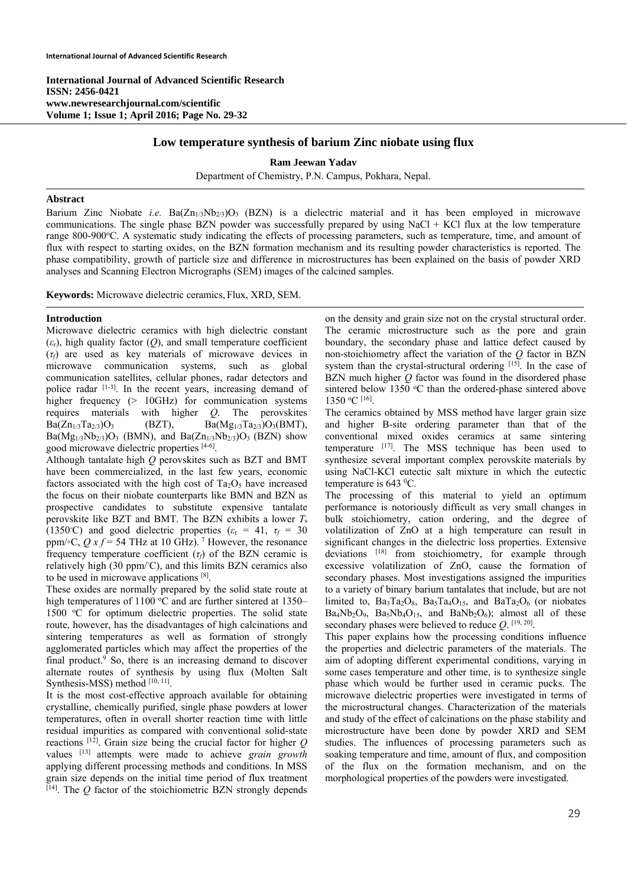# Low temperature synthesis of barium Zinc niobate using flux

**Ram Jeewan Yadav**

Department of Chemistry, P.N. Campus, Pokhara, Nepal.

## Abstract

Barium Zinc Niobate *i.e.* $Ba(Zn_{1/3}Nb_{2/3})O_3$ (BZN) is a dielectric material and it has been employed in microwave communications. The single phase BZN powder was successfully prepared by using NaCl + KCl flux at the low temperature range 800-900°C. A systematic study indicating the effects of processing parameters, such as temperature, time, and amount of flux with respect to starting oxides, on the BZN formation mechanism and its resulting powder characteristics is reported. The phase compatibility, growth of particle size and difference in microstructures has been explained on the basis of powder XRD analyses and Scanning Electron Micrographs (SEM) images of the calcined samples.

**Keywords:** Microwave dielectric ceramics, Flux, XRD, SEM.

## Introduction

Microwave dielectric ceramics with high dielectric constant ($\varepsilon_r$), high quality factor ($Q$), and small temperature coefficient ($\tau_f$) are used as key materials of microwave devices in microwave communication systems, such as global communication satellites, cellular phones, radar detectors and police radar [1-3]. In the recent years, increasing demand of higher frequency (> 10GHz) for communication systems requires materials with higher $Q$. The perovskites $Ba(Zn_{1/3}Ta_{2/3})O_3$ (BZT), $Ba(Mg_{1/3}Ta_{2/3})O_3$(BMT), $Ba(Mg_{1/3}Nb_{2/3})O_3$ (BMN), and $Ba(Zn_{1/3}Nb_{2/3})O_3$ (BZN) show good microwave dielectric properties [4-6].

Although tantalate high $Q$ perovskites such as BZT and BMT have been commercialized, in the last few years, economic factors associated with the high cost of $Ta_2O_5$ have increased the focus on their niobate counterparts like BMN and BZN as prospective candidates to substitute expensive tantalate perovskite like BZT and BMT. The BZN exhibits a lower $T_s$ (1350°C) and good dielectric properties ($\varepsilon_r$ = 41, $\tau_f$ = 30 ppm/°C, $Q \times f$ = 54 THz at 10 GHz). [7] However, the resonance frequency temperature coefficient ($\tau_f$) of the BZN ceramic is relatively high (30 ppm/°C), and this limits BZN ceramics also to be used in microwave applications [8].

These oxides are normally prepared by the solid state route at high temperatures of 1100 °C and are further sintered at 1350–1500 °C for optimum dielectric properties. The solid state route, however, has the disadvantages of high calcinations and sintering temperatures as well as formation of strongly agglomerated particles which may affect the properties of the final product.[9] So, there is an increasing demand to discover alternate routes of synthesis by using flux (Molten Salt Synthesis-MSS) method [10, 11].

It is the most cost-effective approach available for obtaining crystalline, chemically purified, single phase powders at lower temperatures, often in overall shorter reaction time with little residual impurities as compared with conventional solid-state reactions [12]. Grain size being the crucial factor for higher $Q$ values [13] attempts were made to achieve *grain growth* applying different processing methods and conditions. In MSS grain size depends on the initial time period of flux treatment [14]. The $Q$ factor of the stoichiometric BZN strongly depends on the density and grain size not on the crystal structural order. The ceramic microstructure such as the pore and grain boundary, the secondary phase and lattice defect caused by non-stoichiometry affect the variation of the $Q$ factor in BZN system than the crystal-structural ordering [15]. In the case of BZN much higher $Q$ factor was found in the disordered phase sintered below 1350 °C than the ordered-phase sintered above 1350 °C [16].

The ceramics obtained by MSS method have larger grain size and higher B-site ordering parameter than that of the conventional mixed oxides ceramics at same sintering temperature [17]. The MSS technique has been used to synthesize several important complex perovskite materials by using NaCl-KCl eutectic salt mixture in which the eutectic temperature is 643 °C.

The processing of this material to yield an optimum performance is notoriously difficult as very small changes in bulk stoichiometry, cation ordering, and the degree of volatilization of ZnO at a high temperature can result in significant changes in the dielectric loss properties. Extensive deviations [18] from stoichiometry, for example through excessive volatilization of ZnO, cause the formation of secondary phases. Most investigations assigned the impurities to a variety of binary barium tantalates that include, but are not limited to, $Ba_3Ta_2O_8$, $Ba_5Ta_4O_{15}$, and $BaTa_2O_6$ (or niobates $Ba_4Nb_2O_9$, $Ba_5Nb_4O_{15}$, and $BaNb_2O_6$); almost all of these secondary phases were believed to reduce $Q$. [19, 20].

This paper explains how the processing conditions influence the properties and dielectric parameters of the materials. The aim of adopting different experimental conditions, varying in some cases temperature and other time, is to synthesize single phase which would be further used in ceramic pucks. The microwave dielectric properties were investigated in terms of the microstructural changes. Characterization of the materials and study of the effect of calcinations on the phase stability and microstructure have been done by powder XRD and SEM studies. The influences of processing parameters such as soaking temperature and time, amount of flux, and composition of the flux on the formation mechanism, and on the morphological properties of the powders were investigated.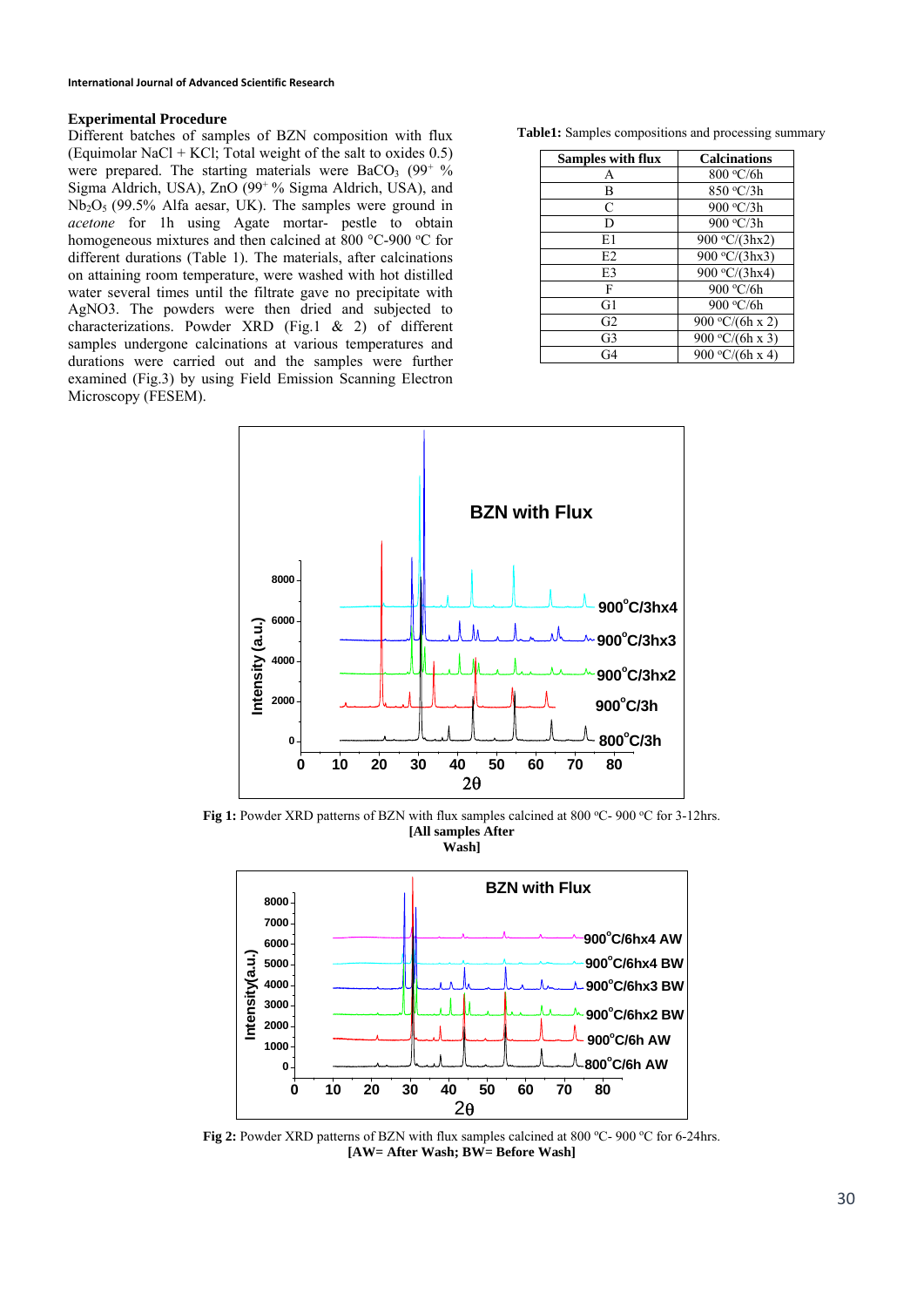## Experimental Procedure

Different batches of samples of BZN composition with flux (Equimolar NaCl + KCl; Total weight of the salt to oxides 0.5) were prepared. The starting materials were $BaCO_3$ ($99^+$ % Sigma Aldrich, USA), ZnO ($99^+$ % Sigma Aldrich, USA), and $Nb_2O_5$ (99.5% Alfa aesar, UK). The samples were ground in *acetone* for 1h using Agate mortar- pestle to obtain homogeneous mixtures and then calcined at 800 °C-900 °C for different durations (Table 1). The materials, after calcinations on attaining room temperature, were washed with hot distilled water several times until the filtrate gave no precipitate with AgNO3. The powders were then dried and subjected to characterizations. Powder XRD (Fig.1 & 2) of different samples undergone calcinations at various temperatures and durations were carried out and the samples were further examined (Fig.3) by using Field Emission Scanning Electron Microscopy (FESEM).

**Table1:** Samples compositions and processing summary

| Samples with flux | Calcinations |
|---|---|
| A | 800 °C/6h |
| B | 850 °C/3h |
| C | 900 °C/3h |
| D | 900 °C/3h |
| E1 | 900 °C/(3hx2) |
| E2 | 900 °C/(3hx3) |
| E3 | 900 °C/(3hx4) |
| F | 900 °C/6h |
| G1 | 900 °C/6h |
| G2 | 900 °C/(6h x 2) |
| G3 | 900 °C/(6h x 3) |
| G4 | 900 °C/(6h x 4) |

**Fig 1:** Powder XRD patterns of BZN with flux samples calcined at 800 °C- 900 °C for 3-12hrs. **[All samples After Wash]**

**Fig 2:** Powder XRD patterns of BZN with flux samples calcined at 800 °C- 900 °C for 6-24hrs. **[AW= After Wash; BW= Before Wash]**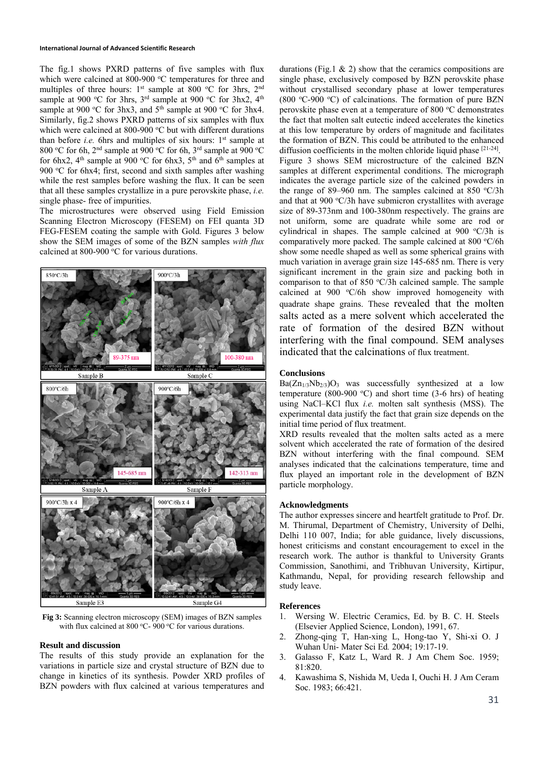The fig.1 shows PXRD patterns of five samples with flux which were calcined at 800-900 °C temperatures for three and multiples of three hours: 1st sample at 800 °C for 3hrs, 2nd sample at 900 °C for 3hrs, 3rd sample at 900 °C for 3hx2, 4th sample at 900 °C for 3hx3, and 5th sample at 900 °C for 3hx4. Similarly, fig.2 shows PXRD patterns of six samples with flux which were calcined at 800-900 °C but with different durations than before *i.e.* 6hrs and multiples of six hours: 1st sample at 800 °C for 6h, 2nd sample at 900 °C for 6h, 3rd sample at 900 °C for 6hx2, 4th sample at 900 °C for 6hx3, 5th and 6th samples at 900 °C for 6hx4; first, second and sixth samples after washing while the rest samples before washing the flux. It can be seen that all these samples crystallize in a pure perovskite phase, *i.e.* single phase- free of impurities.

The microstructures were observed using Field Emission Scanning Electron Microscopy (FESEM) on FEI quanta 3D FEG-FESEM coating the sample with Gold. Figures 3 below show the SEM images of some of the BZN samples *with flux* calcined at 800-900 °C for various durations.

**Fig 3:** Scanning electron microscopy (SEM) images of BZN samples with flux calcined at 800 °C- 900 °C for various durations.

## Result and discussion

The results of this study provide an explanation for the variations in particle size and crystal structure of BZN due to change in kinetics of its synthesis. Powder XRD profiles of BZN powders with flux calcined at various temperatures and durations (Fig.1 & 2) show that the ceramics compositions are single phase, exclusively composed by BZN perovskite phase without crystallised secondary phase at lower temperatures (800 °C-900 °C) of calcinations. The formation of pure BZN perovskite phase even at a temperature of 800 °C demonstrates the fact that molten salt eutectic indeed accelerates the kinetics at this low temperature by orders of magnitude and facilitates the formation of BZN. This could be attributed to the enhanced diffusion coefficients in the molten chloride liquid phase [21-24].

Figure 3 shows SEM microstructure of the calcined BZN samples at different experimental conditions. The micrograph indicates the average particle size of the calcined powders in the range of 89–960 nm. The samples calcined at 850 °C/3h and that at 900 °C/3h have submicron crystallites with average size of 89-373nm and 100-380nm respectively. The grains are not uniform, some are quadrate while some are rod or cylindrical in shapes. The sample calcined at 900 °C/3h is comparatively more packed. The sample calcined at 800 °C/6h show some needle shaped as well as some spherical grains with much variation in average grain size 145-685 nm. There is very significant increment in the grain size and packing both in comparison to that of 850 °C/3h calcined sample. The sample calcined at 900 °C/6h show improved homogeneity with quadrate shape grains. These revealed that the molten salts acted as a mere solvent which accelerated the rate of formation of the desired BZN without interfering with the final compound. SEM analyses indicated that the calcinations of flux treatment.

## Conclusions

$Ba(Zn_{1/3}Nb_{2/3})O_3$ was successfully synthesized at a low temperature (800-900 °C) and short time (3-6 hrs) of heating using NaCl–KCl flux *i.e.* molten salt synthesis (MSS). The experimental data justify the fact that grain size depends on the initial time period of flux treatment.

XRD results revealed that the molten salts acted as a mere solvent which accelerated the rate of formation of the desired BZN without interfering with the final compound. SEM analyses indicated that the calcinations temperature, time and flux played an important role in the development of BZN particle morphology.

## Acknowledgments

The author expresses sincere and heartfelt gratitude to Prof. Dr. M. Thirumal, Department of Chemistry, University of Delhi, Delhi 110 007, India; for able guidance, lively discussions, honest criticisms and constant encouragement to excel in the research work. The author is thankful to University Grants Commission, Sanothimi, and Tribhuvan University, Kirtipur, Kathmandu, Nepal, for providing research fellowship and study leave.

## References

1. Wersing W. Electric Ceramics, Ed. by B. C. H. Steels (Elsevier Applied Science, London), 1991, 67.
2. Zhong-qing T, Han-xing L, Hong-tao Y, Shi-xi O. J Wuhan Uni- Mater Sci Ed*.* 2004; 19:17-19.
3. Galasso F, Katz L, Ward R. J Am Chem Soc. 1959; 81:820.
4. Kawashima S, Nishida M, Ueda I, Ouchi H. J Am Ceram Soc. 1983; 66:421.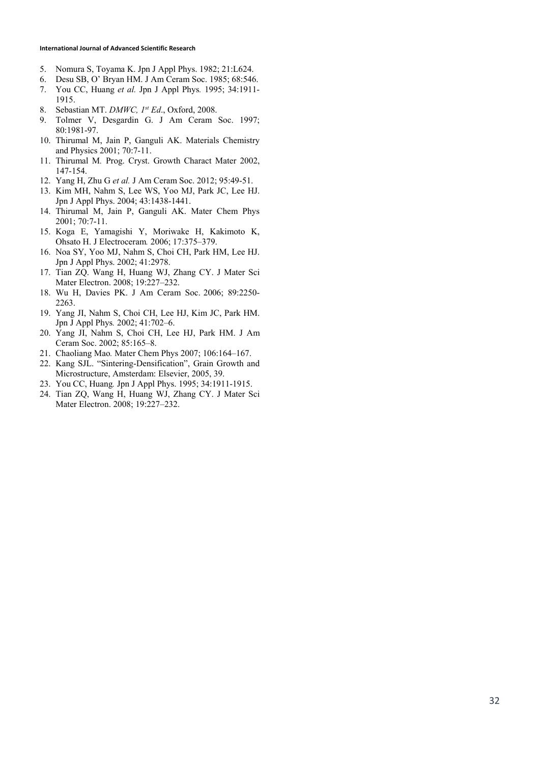5. Nomura S, Toyama K. Jpn J Appl Phys. 1982; 21:L624.
6. Desu SB, O' Bryan HM. J Am Ceram Soc. 1985; 68:546.
7. You CC, Huang *et al.* Jpn J Appl Phys. 1995; 34:1911-1915.
8. Sebastian MT. *DMWC, 1st Ed*., Oxford, 2008.
9. Tolmer V, Desgardin G. J Am Ceram Soc. 1997; 80:1981-97.
10. Thirumal M, Jain P, Ganguli AK. Materials Chemistry and Physics 2001; 70:7-11.
11. Thirumal M. Prog. Cryst. Growth Charact Mater 2002, 147-154.
12. Yang H, Zhu G *et al.* J Am Ceram Soc. 2012; 95:49-51.
13. Kim MH, Nahm S, Lee WS, Yoo MJ, Park JC, Lee HJ. Jpn J Appl Phys. 2004; 43:1438-1441.
14. Thirumal M, Jain P, Ganguli AK. Mater Chem Phys 2001; 70:7-11.
15. Koga E, Yamagishi Y, Moriwake H, Kakimoto K, Ohsato H. J Electroceram. 2006; 17:375–379.
16. Noa SY, Yoo MJ, Nahm S, Choi CH, Park HM, Lee HJ. Jpn J Appl Phys. 2002; 41:2978.
17. Tian ZQ. Wang H, Huang WJ, Zhang CY. J Mater Sci Mater Electron. 2008; 19:227–232.
18. Wu H, Davies PK. J Am Ceram Soc. 2006; 89:2250-2263.
19. Yang JI, Nahm S, Choi CH, Lee HJ, Kim JC, Park HM. Jpn J Appl Phys. 2002; 41:702–6.
20. Yang JI, Nahm S, Choi CH, Lee HJ, Park HM. J Am Ceram Soc. 2002; 85:165–8.
21. Chaoliang Mao. Mater Chem Phys 2007; 106:164–167.
22. Kang SJL. "Sintering-Densification", Grain Growth and Microstructure, Amsterdam: Elsevier, 2005, 39.
23. You CC, Huang. Jpn J Appl Phys. 1995; 34:1911-1915.
24. Tian ZQ, Wang H, Huang WJ, Zhang CY. J Mater Sci Mater Electron. 2008; 19:227–232.